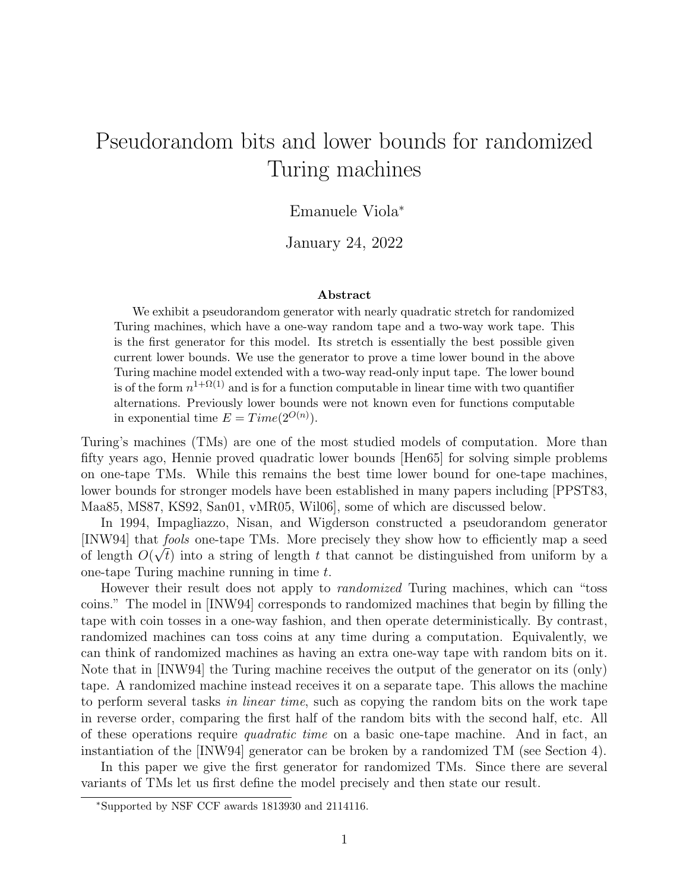# Pseudorandom bits and lower bounds for randomized Turing machines

Emanuele Viola*

January 24, 2022

### Abstract

We exhibit a pseudorandom generator with nearly quadratic stretch for randomized Turing machines, which have a one-way random tape and a two-way work tape. This is the first generator for this model. Its stretch is essentially the best possible given current lower bounds. We use the generator to prove a time lower bound in the above Turing machine model extended with a two-way read-only input tape. The lower bound is of the form $n^{1+\Omega(1)}$ and is for a function computable in linear time with two quantifier alternations. Previously lower bounds were not known even for functions computable in exponential time $E = Time(2^{O(n)})$.

Turing's machines (TMs) are one of the most studied models of computation. More than fifty years ago, Hennie proved quadratic lower bounds [Hen65] for solving simple problems on one-tape TMs. While this remains the best time lower bound for one-tape machines, lower bounds for stronger models have been established in many papers including [PPST83, Maa85, MS87, KS92, San01, vMR05, Wil06], some of which are discussed below.

In 1994, Impagliazzo, Nisan, and Wigderson constructed a pseudorandom generator [INW94] that *fools* one-tape TMs. More precisely they show how to efficiently map a seed of length $O(\sqrt{t})$ into a string of length $t$ that cannot be distinguished from uniform by a one-tape Turing machine running in time $t$.

However their result does not apply to *randomized* Turing machines, which can "toss coins." The model in [INW94] corresponds to randomized machines that begin by filling the tape with coin tosses in a one-way fashion, and then operate deterministically. By contrast, randomized machines can toss coins at any time during a computation. Equivalently, we can think of randomized machines as having an extra one-way tape with random bits on it. Note that in [INW94] the Turing machine receives the output of the generator on its (only) tape. A randomized machine instead receives it on a separate tape. This allows the machine to perform several tasks *in linear time*, such as copying the random bits on the work tape in reverse order, comparing the first half of the random bits with the second half, etc. All of these operations require *quadratic time* on a basic one-tape machine. And in fact, an instantiation of the [INW94] generator can be broken by a randomized TM (see Section 4).

In this paper we give the first generator for randomized TMs. Since there are several variants of TMs let us first define the model precisely and then state our result.

*Supported by NSF CCF awards 1813930 and 2114116.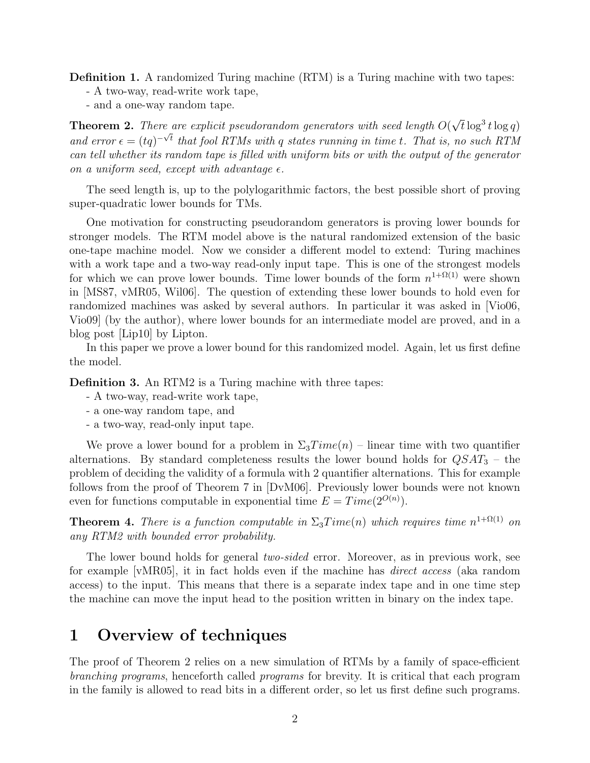**Definition 1.** A randomized Turing machine (RTM) is a Turing machine with two tapes:
- A two-way, read-write work tape,
- and a one-way random tape.

**Theorem 2.** *There are explicit pseudorandom generators with seed length $O(\sqrt{t}\log^3 t \log q)$ and error $\epsilon = (tq)^{-\sqrt{t}}$ that fool RTMs with $q$ states running in time $t$. That is, no such RTM can tell whether its random tape is filled with uniform bits or with the output of the generator on a uniform seed, except with advantage $\epsilon$.*

The seed length is, up to the polylogarithmic factors, the best possible short of proving super-quadratic lower bounds for TMs.

One motivation for constructing pseudorandom generators is proving lower bounds for stronger models. The RTM model above is the natural randomized extension of the basic one-tape machine model. Now we consider a different model to extend: Turing machines with a work tape and a two-way read-only input tape. This is one of the strongest models for which we can prove lower bounds. Time lower bounds of the form $n^{1+\Omega(1)}$ were shown in [MS87, vMR05, Wil06]. The question of extending these lower bounds to hold even for randomized machines was asked by several authors. In particular it was asked in [Vio06, Vio09] (by the author), where lower bounds for an intermediate model are proved, and in a blog post [Lip10] by Lipton.

In this paper we prove a lower bound for this randomized model. Again, let us first define the model.

**Definition 3.** An RTM2 is a Turing machine with three tapes:
- A two-way, read-write work tape,
- a one-way random tape, and
- a two-way, read-only input tape.

We prove a lower bound for a problem in $\Sigma_3 Time(n)$ – linear time with two quantifier alternations. By standard completeness results the lower bound holds for $QSAT_3$ – the problem of deciding the validity of a formula with 2 quantifier alternations. This for example follows from the proof of Theorem 7 in [DvM06]. Previously lower bounds were not known even for functions computable in exponential time $E = Time(2^{O(n)})$.

**Theorem 4.** *There is a function computable in $\Sigma_3 Time(n)$ which requires time $n^{1+\Omega(1)}$ on any RTM2 with bounded error probability.*

The lower bound holds for general *two-sided* error. Moreover, as in previous work, see for example [vMR05], it in fact holds even if the machine has *direct access* (aka random access) to the input. This means that there is a separate index tape and in one time step the machine can move the input head to the position written in binary on the index tape.

# 1 Overview of techniques

The proof of Theorem 2 relies on a new simulation of RTMs by a family of space-efficient *branching programs*, henceforth called *programs* for brevity. It is critical that each program in the family is allowed to read bits in a different order, so let us first define such programs.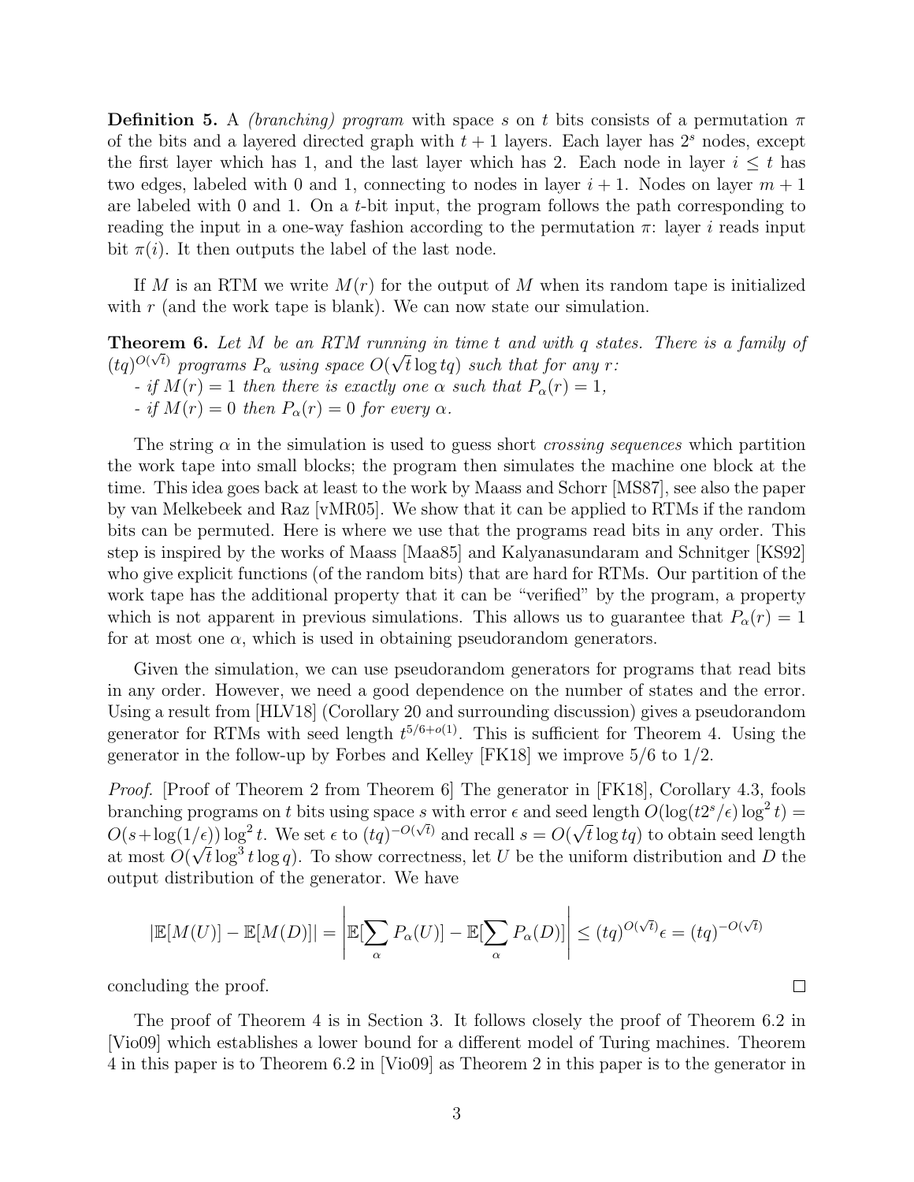**Definition 5.** A *(branching) program* with space $s$ on $t$ bits consists of a permutation $\pi$ of the bits and a layered directed graph with $t+1$ layers. Each layer has $2^s$ nodes, except the first layer which has 1, and the last layer which has 2. Each node in layer $i \leq t$ has two edges, labeled with 0 and 1, connecting to nodes in layer $i+1$. Nodes on layer $m+1$ are labeled with 0 and 1. On a $t$-bit input, the program follows the path corresponding to reading the input in a one-way fashion according to the permutation $\pi$: layer $i$ reads input bit $\pi(i)$. It then outputs the label of the last node.

If $M$ is an RTM we write $M(r)$ for the output of $M$ when its random tape is initialized with $r$ (and the work tape is blank). We can now state our simulation.

**Theorem 6.** *Let $M$ be an RTM running in time $t$ and with $q$ states. There is a family of $(tq)^{O(\sqrt{t})}$ programs $P_\alpha$ using space $O(\sqrt{t}\log tq)$ such that for any $r$:*
*- if $M(r) = 1$ then there is exactly one $\alpha$ such that $P_\alpha(r) = 1$,*
*- if $M(r) = 0$ then $P_\alpha(r) = 0$ for every $\alpha$.*

The string $\alpha$ in the simulation is used to guess short *crossing sequences* which partition the work tape into small blocks; the program then simulates the machine one block at the time. This idea goes back at least to the work by Maass and Schorr [MS87], see also the paper by van Melkebeek and Raz [vMR05]. We show that it can be applied to RTMs if the random bits can be permuted. Here is where we use that the programs read bits in any order. This step is inspired by the works of Maass [Maa85] and Kalyanasundaram and Schnitger [KS92] who give explicit functions (of the random bits) that are hard for RTMs. Our partition of the work tape has the additional property that it can be "verified" by the program, a property which is not apparent in previous simulations. This allows us to guarantee that $P_\alpha(r) = 1$ for at most one $\alpha$, which is used in obtaining pseudorandom generators.

Given the simulation, we can use pseudorandom generators for programs that read bits in any order. However, we need a good dependence on the number of states and the error. Using a result from [HLV18] (Corollary 20 and surrounding discussion) gives a pseudorandom generator for RTMs with seed length $t^{5/6+o(1)}$. This is sufficient for Theorem 4. Using the generator in the follow-up by Forbes and Kelley [FK18] we improve 5/6 to 1/2.

*Proof.* [Proof of Theorem 2 from Theorem 6] The generator in [FK18], Corollary 4.3, fools branching programs on $t$ bits using space $s$ with error $\epsilon$ and seed length $O(\log(t2^s/\epsilon)\log^2 t) = O(s+\log(1/\epsilon))\log^2 t$. We set $\epsilon$ to $(tq)^{-O(\sqrt{t})}$ and recall $s = O(\sqrt{t}\log tq)$ to obtain seed length at most $O(\sqrt{t}\log^3 t \log q)$. To show correctness, let $U$ be the uniform distribution and $D$ the output distribution of the generator. We have

$$|\mathbb{E}[M(U)] - \mathbb{E}[M(D)]| = \left|\mathbb{E}[\sum_\alpha P_\alpha(U)] - \mathbb{E}[\sum_\alpha P_\alpha(D)]\right| \leq (tq)^{O(\sqrt{t})}\epsilon = (tq)^{-O(\sqrt{t})}$$

concluding the proof. ∎

The proof of Theorem 4 is in Section 3. It follows closely the proof of Theorem 6.2 in [Vio09] which establishes a lower bound for a different model of Turing machines. Theorem 4 in this paper is to Theorem 6.2 in [Vio09] as Theorem 2 in this paper is to the generator in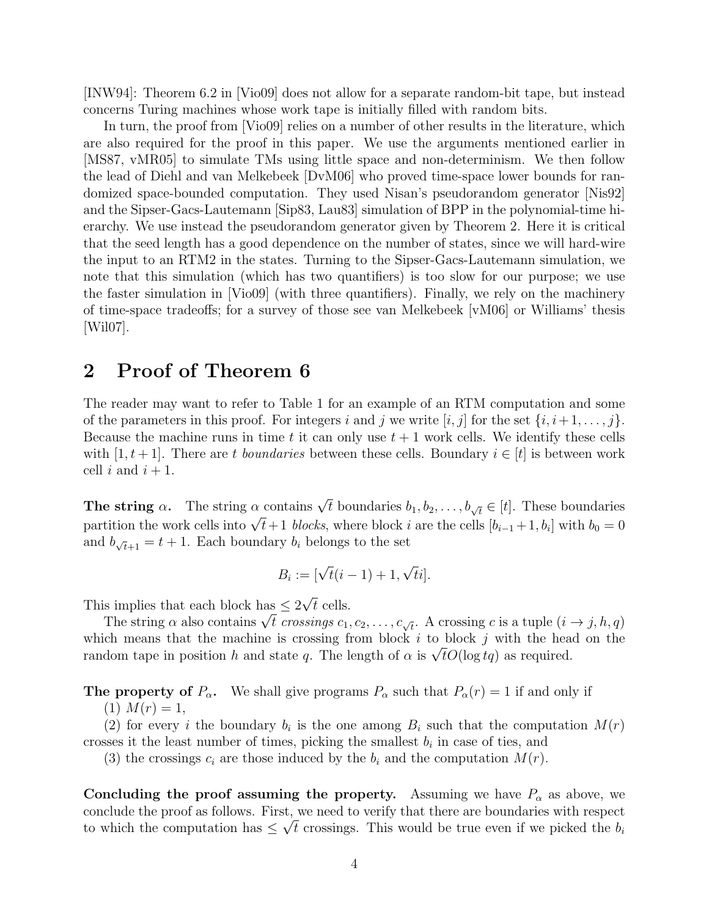[INW94]: Theorem 6.2 in [Vio09] does not allow for a separate random-bit tape, but instead concerns Turing machines whose work tape is initially filled with random bits.

In turn, the proof from [Vio09] relies on a number of other results in the literature, which are also required for the proof in this paper. We use the arguments mentioned earlier in [MS87, vMR05] to simulate TMs using little space and non-determinism. We then follow the lead of Diehl and van Melkebeek [DvM06] who proved time-space lower bounds for randomized space-bounded computation. They used Nisan's pseudorandom generator [Nis92] and the Sipser-Gacs-Lautemann [Sip83, Lau83] simulation of BPP in the polynomial-time hierarchy. We use instead the pseudorandom generator given by Theorem 2. Here it is critical that the seed length has a good dependence on the number of states, since we will hard-wire the input to an RTM2 in the states. Turning to the Sipser-Gacs-Lautemann simulation, we note that this simulation (which has two quantifiers) is too slow for our purpose; we use the faster simulation in [Vio09] (with three quantifiers). Finally, we rely on the machinery of time-space tradeoffs; for a survey of those see van Melkebeek [vM06] or Williams' thesis [Wil07].

## 2 Proof of Theorem 6

The reader may want to refer to Table 1 for an example of an RTM computation and some of the parameters in this proof. For integers $i$ and $j$ we write $[i, j]$ for the set $\{i, i+1, \ldots, j\}$. Because the machine runs in time $t$ it can only use $t + 1$ work cells. We identify these cells with $[1, t + 1]$. There are $t$ *boundaries* between these cells. Boundary $i \in [t]$ is between work cell $i$ and $i + 1$.

**The string $\alpha$.** The string $\alpha$ contains $\sqrt{t}$ boundaries $b_1, b_2, \ldots, b_{\sqrt{t}} \in [t]$. These boundaries partition the work cells into $\sqrt{t}+1$ *blocks*, where block $i$ are the cells $[b_{i-1}+1, b_i]$ with $b_0 = 0$ and $b_{\sqrt{t}+1} = t + 1$. Each boundary $b_i$ belongs to the set

$$B_i := [\sqrt{t}(i - 1) + 1, \sqrt{t}i].$$

This implies that each block has $\leq 2\sqrt{t}$ cells.

The string $\alpha$ also contains $\sqrt{t}$ *crossings* $c_1, c_2, \ldots, c_{\sqrt{t}}$. A crossing $c$ is a tuple $(i \to j, h, q)$ which means that the machine is crossing from block $i$ to block $j$ with the head on the random tape in position $h$ and state $q$. The length of $\alpha$ is $\sqrt{t}O(\log tq)$ as required.

**The property of $P_\alpha$.** We shall give programs $P_\alpha$ such that $P_\alpha(r) = 1$ if and only if

(1) $M(r) = 1$,

(2) for every $i$ the boundary $b_i$ is the one among $B_i$ such that the computation $M(r)$ crosses it the least number of times, picking the smallest $b_i$ in case of ties, and

(3) the crossings $c_i$ are those induced by the $b_i$ and the computation $M(r)$.

**Concluding the proof assuming the property.** Assuming we have $P_\alpha$ as above, we conclude the proof as follows. First, we need to verify that there are boundaries with respect to which the computation has $\leq \sqrt{t}$ crossings. This would be true even if we picked the $b_i$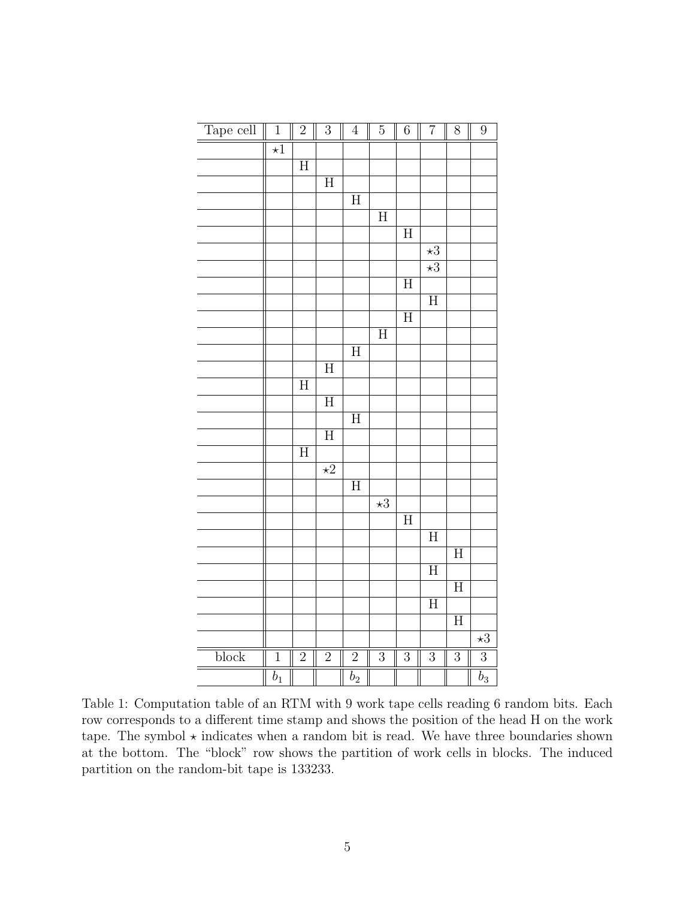| Tape cell | 1 | 2 | 3 | 4 | 5 | 6 | 7 | 8 | 9 |
|---|---|---|---|---|---|---|---|---|---|
| | $\star 1$ | | | | | | | | |
| | | H | | | | | | | |
| | | | H | | | | | | |
| | | | | H | | | | | |
| | | | | | H | | | | |
| | | | | | | H | | | |
| | | | | | | | $\star 3$ | | |
| | | | | | | | $\star 3$ | | |
| | | | | | | H | | | |
| | | | | | | | H | | |
| | | | | | | H | | | |
| | | | | | H | | | | |
| | | | | H | | | | | |
| | | | H | | | | | | |
| | | H | | | | | | | |
| | | | H | | | | | | |
| | | | | H | | | | | |
| | | | H | | | | | | |
| | | H | | | | | | | |
| | | | $\star 2$ | | | | | | |
| | | | | H | | | | | |
| | | | | | $\star 3$ | | | | |
| | | | | | | H | | | |
| | | | | | | | H | | |
| | | | | | | | | H | |
| | | | | | | | H | | |
| | | | | | | | | H | |
| | | | | | | | H | | |
| | | | | | | | | H | |
| | | | | | | | | | $\star 3$ |
| block | 1 | 2 | 2 | 2 | 3 | 3 | 3 | 3 | 3 |
| | $b_1$ | | | $b_2$ | | | | | $b_3$ |

Table 1: Computation table of an RTM with 9 work tape cells reading 6 random bits. Each row corresponds to a different time stamp and shows the position of the head H on the work tape. The symbol $\star$ indicates when a random bit is read. We have three boundaries shown at the bottom. The "block" row shows the partition of work cells in blocks. The induced partition on the random-bit tape is 133233.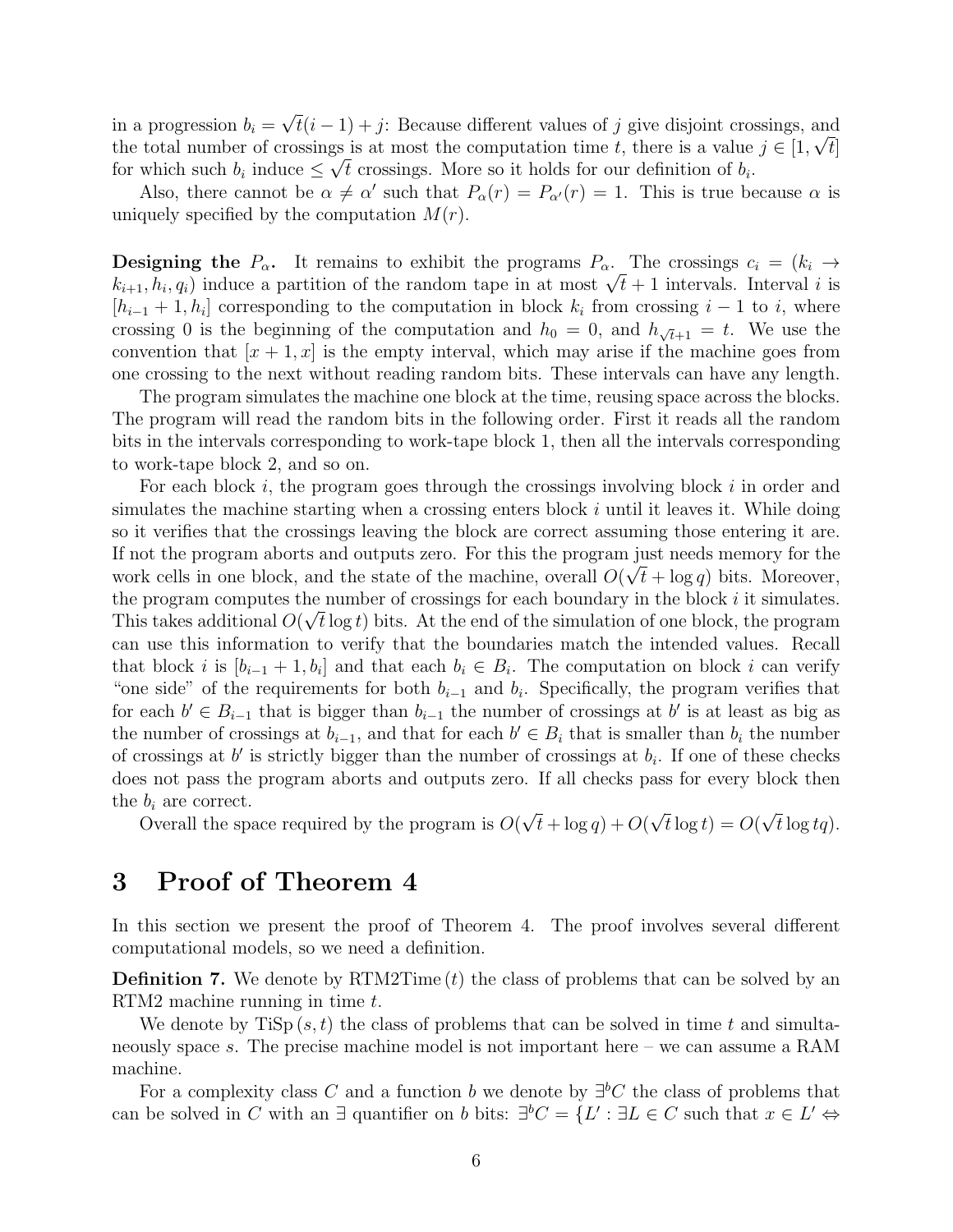in a progression $b_i = \sqrt{t}(i-1) + j$: Because different values of $j$ give disjoint crossings, and the total number of crossings is at most the computation time $t$, there is a value $j \in [1, \sqrt{t}]$ for which such $b_i$ induce $\leq \sqrt{t}$ crossings. More so it holds for our definition of $b_i$.

Also, there cannot be $\alpha \neq \alpha'$ such that $P_\alpha(r) = P_{\alpha'}(r) = 1$. This is true because $\alpha$ is uniquely specified by the computation $M(r)$.

**Designing the $P_\alpha$.** It remains to exhibit the programs $P_\alpha$. The crossings $c_i = (k_i \to k_{i+1}, h_i, q_i)$ induce a partition of the random tape in at most $\sqrt{t} + 1$ intervals. Interval $i$ is $[h_{i-1} + 1, h_i]$ corresponding to the computation in block $k_i$ from crossing $i - 1$ to $i$, where crossing 0 is the beginning of the computation and $h_0 = 0$, and $h_{\sqrt{t}+1} = t$. We use the convention that $[x + 1, x]$ is the empty interval, which may arise if the machine goes from one crossing to the next without reading random bits. These intervals can have any length.

The program simulates the machine one block at the time, reusing space across the blocks. The program will read the random bits in the following order. First it reads all the random bits in the intervals corresponding to work-tape block 1, then all the intervals corresponding to work-tape block 2, and so on.

For each block $i$, the program goes through the crossings involving block $i$ in order and simulates the machine starting when a crossing enters block $i$ until it leaves it. While doing so it verifies that the crossings leaving the block are correct assuming those entering it are. If not the program aborts and outputs zero. For this the program just needs memory for the work cells in one block, and the state of the machine, overall $O(\sqrt{t} + \log q)$ bits. Moreover, the program computes the number of crossings for each boundary in the block $i$ it simulates. This takes additional $O(\sqrt{t} \log t)$ bits. At the end of the simulation of one block, the program can use this information to verify that the boundaries match the intended values. Recall that block $i$ is $[b_{i-1} + 1, b_i]$ and that each $b_i \in B_i$. The computation on block $i$ can verify "one side" of the requirements for both $b_{i-1}$ and $b_i$. Specifically, the program verifies that for each $b' \in B_{i-1}$ that is bigger than $b_{i-1}$ the number of crossings at $b'$ is at least as big as the number of crossings at $b_{i-1}$, and that for each $b' \in B_i$ that is smaller than $b_i$ the number of crossings at $b'$ is strictly bigger than the number of crossings at $b_i$. If one of these checks does not pass the program aborts and outputs zero. If all checks pass for every block then the $b_i$ are correct.

Overall the space required by the program is $O(\sqrt{t} + \log q) + O(\sqrt{t} \log t) = O(\sqrt{t} \log tq)$.

# 3 Proof of Theorem 4

In this section we present the proof of Theorem 4. The proof involves several different computational models, so we need a definition.

**Definition 7.** We denote by $\text{RTM2Time}(t)$ the class of problems that can be solved by an RTM2 machine running in time $t$.

We denote by $\text{TiSp}(s, t)$ the class of problems that can be solved in time $t$ and simultaneously space $s$. The precise machine model is not important here – we can assume a RAM machine.

For a complexity class $C$ and a function $b$ we denote by $\exists^b C$ the class of problems that can be solved in $C$ with an $\exists$ quantifier on $b$ bits: $\exists^b C = \{L' : \exists L \in C \text{ such that } x \in L' \Leftrightarrow$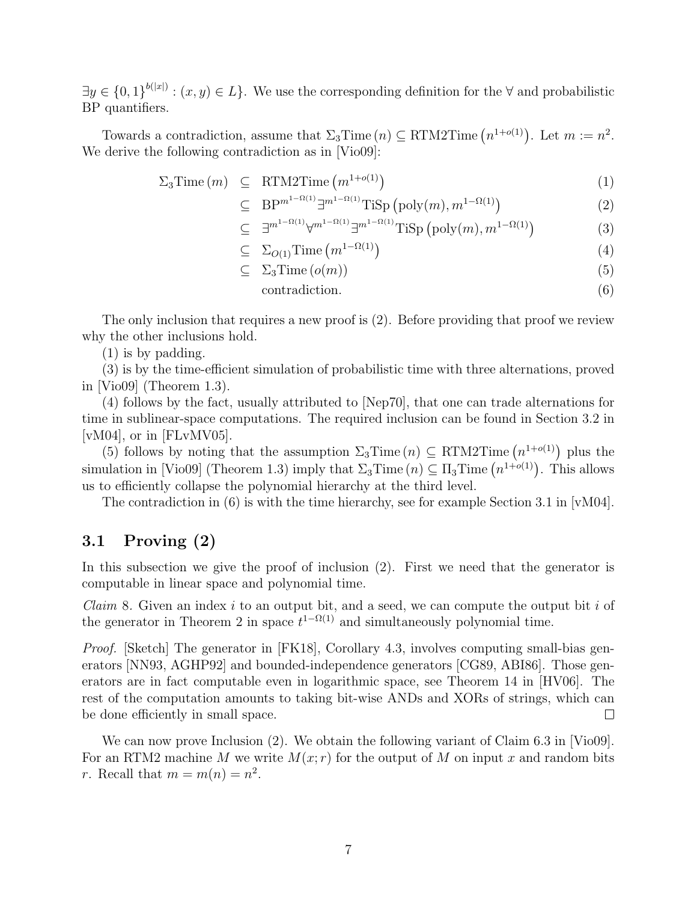$\exists y \in \{0,1\}^{b(|x|)} : (x, y) \in L\}$. We use the corresponding definition for the $\forall$ and probabilistic BP quantifiers.

Towards a contradiction, assume that $\Sigma_3\text{Time}(n) \subseteq \text{RTM2Time}\left(n^{1+o(1)}\right)$. Let $m := n^2$. We derive the following contradiction as in [Vio09]:

$$
\begin{aligned}
\Sigma_3\text{Time}(m) &\subseteq \text{RTM2Time}\left(m^{1+o(1)}\right) && (1)\\
&\subseteq \text{BP}^{m^{1-\Omega(1)}}\exists^{m^{1-\Omega(1)}}\text{TiSp}\left(\text{poly}(m), m^{1-\Omega(1)}\right) && (2)\\
&\subseteq \exists^{m^{1-\Omega(1)}}\forall^{m^{1-\Omega(1)}}\exists^{m^{1-\Omega(1)}}\text{TiSp}\left(\text{poly}(m), m^{1-\Omega(1)}\right) && (3)\\
&\subseteq \Sigma_{O(1)}\text{Time}\left(m^{1-\Omega(1)}\right) && (4)\\
&\subseteq \Sigma_3\text{Time}(o(m)) && (5)\\
&\phantom{\subseteq}\ \text{contradiction.} && (6)
\end{aligned}
$$

The only inclusion that requires a new proof is (2). Before providing that proof we review why the other inclusions hold.

(1) is by padding.

(3) is by the time-efficient simulation of probabilistic time with three alternations, proved in [Vio09] (Theorem 1.3).

(4) follows by the fact, usually attributed to [Nep70], that one can trade alternations for time in sublinear-space computations. The required inclusion can be found in Section 3.2 in [vM04], or in [FLvMV05].

(5) follows by noting that the assumption $\Sigma_3\text{Time}(n) \subseteq \text{RTM2Time}\left(n^{1+o(1)}\right)$ plus the simulation in [Vio09] (Theorem 1.3) imply that $\Sigma_3\text{Time}(n) \subseteq \Pi_3\text{Time}\left(n^{1+o(1)}\right)$. This allows us to efficiently collapse the polynomial hierarchy at the third level.

The contradiction in (6) is with the time hierarchy, see for example Section 3.1 in [vM04].

## 3.1 Proving (2)

In this subsection we give the proof of inclusion (2). First we need that the generator is computable in linear space and polynomial time.

*Claim* 8. Given an index $i$ to an output bit, and a seed, we can compute the output bit $i$ of the generator in Theorem 2 in space $t^{1-\Omega(1)}$ and simultaneously polynomial time.

*Proof.* [Sketch] The generator in [FK18], Corollary 4.3, involves computing small-bias generators [NN93, AGHP92] and bounded-independence generators [CG89, ABI86]. Those generators are in fact computable even in logarithmic space, see Theorem 14 in [HV06]. The rest of the computation amounts to taking bit-wise ANDs and XORs of strings, which can be done efficiently in small space. □

We can now prove Inclusion (2). We obtain the following variant of Claim 6.3 in [Vio09]. For an RTM2 machine $M$ we write $M(x; r)$ for the output of $M$ on input $x$ and random bits $r$. Recall that $m = m(n) = n^2$.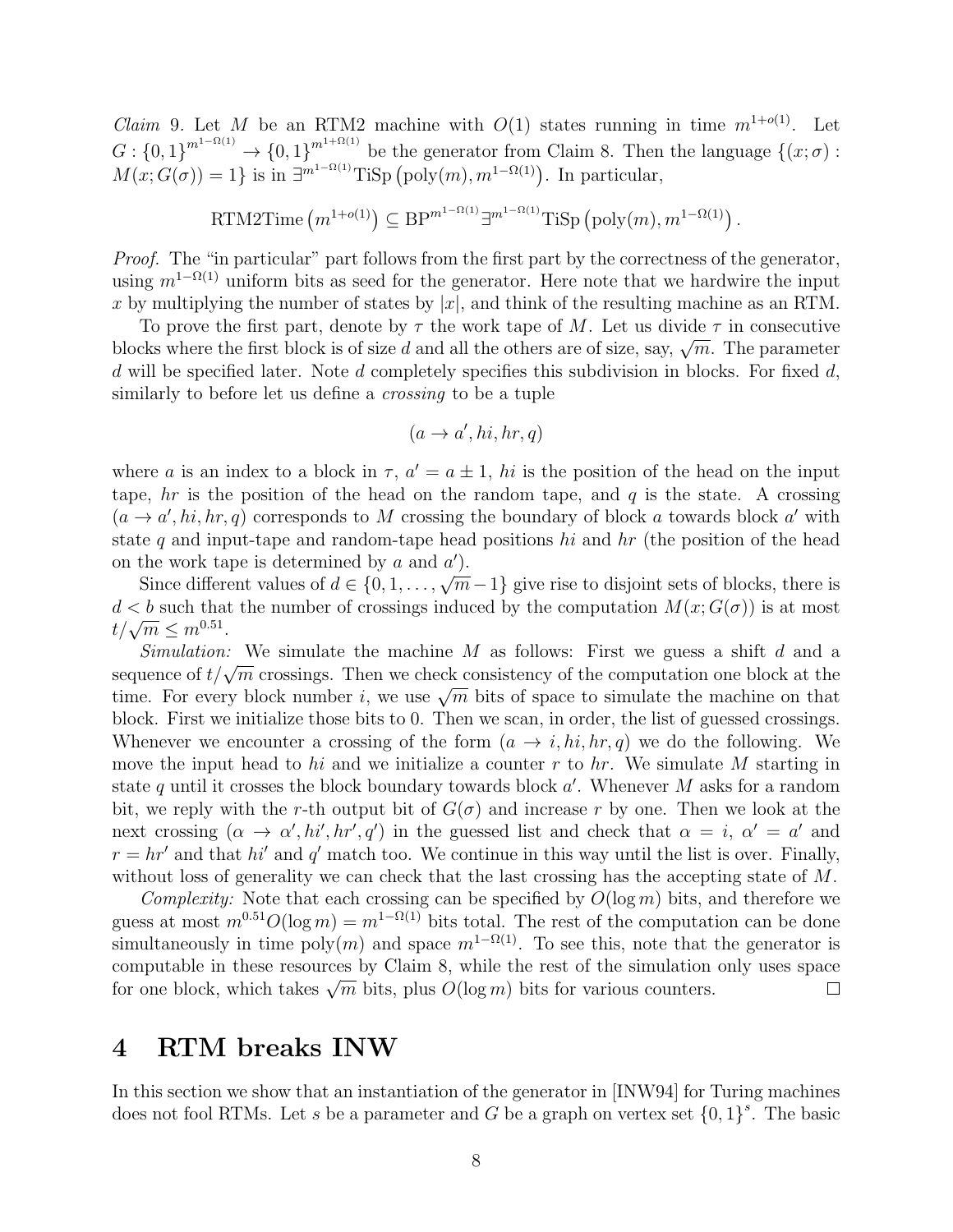*Claim* 9. Let $M$ be an RTM2 machine with $O(1)$ states running in time $m^{1+o(1)}$. Let $G : \{0,1\}^{m^{1-\Omega(1)}} \to \{0,1\}^{m^{1+\Omega(1)}}$ be the generator from Claim 8. Then the language $\{(x;\sigma) : M(x; G(\sigma)) = 1\}$ is in $\exists^{m^{1-\Omega(1)}}\mathrm{TiSp}\left(\mathrm{poly}(m), m^{1-\Omega(1)}\right)$. In particular,

$$\mathrm{RTM2Time}\left(m^{1+o(1)}\right) \subseteq \mathrm{BP}^{m^{1-\Omega(1)}}\exists^{m^{1-\Omega(1)}}\mathrm{TiSp}\left(\mathrm{poly}(m), m^{1-\Omega(1)}\right).$$

*Proof.* The "in particular" part follows from the first part by the correctness of the generator, using $m^{1-\Omega(1)}$ uniform bits as seed for the generator. Here note that we hardwire the input $x$ by multiplying the number of states by $|x|$, and think of the resulting machine as an RTM.

To prove the first part, denote by $\tau$ the work tape of $M$. Let us divide $\tau$ in consecutive blocks where the first block is of size $d$ and all the others are of size, say, $\sqrt{m}$. The parameter $d$ will be specified later. Note $d$ completely specifies this subdivision in blocks. For fixed $d$, similarly to before let us define a *crossing* to be a tuple

$$(a \to a', hi, hr, q)$$

where $a$ is an index to a block in $\tau$, $a' = a \pm 1$, $hi$ is the position of the head on the input tape, $hr$ is the position of the head on the random tape, and $q$ is the state. A crossing $(a \to a', hi, hr, q)$ corresponds to $M$ crossing the boundary of block $a$ towards block $a'$ with state $q$ and input-tape and random-tape head positions $hi$ and $hr$ (the position of the head on the work tape is determined by $a$ and $a'$).

Since different values of $d \in \{0, 1, \ldots, \sqrt{m} - 1\}$ give rise to disjoint sets of blocks, there is $d < b$ such that the number of crossings induced by the computation $M(x; G(\sigma))$ is at most $t/\sqrt{m} \leq m^{0.51}$.

*Simulation:* We simulate the machine $M$ as follows: First we guess a shift $d$ and a sequence of $t/\sqrt{m}$ crossings. Then we check consistency of the computation one block at the time. For every block number $i$, we use $\sqrt{m}$ bits of space to simulate the machine on that block. First we initialize those bits to 0. Then we scan, in order, the list of guessed crossings. Whenever we encounter a crossing of the form $(a \to i, hi, hr, q)$ we do the following. We move the input head to $hi$ and we initialize a counter $r$ to $hr$. We simulate $M$ starting in state $q$ until it crosses the block boundary towards block $a'$. Whenever $M$ asks for a random bit, we reply with the $r$-th output bit of $G(\sigma)$ and increase $r$ by one. Then we look at the next crossing $(\alpha \to \alpha', hi', hr', q')$ in the guessed list and check that $\alpha = i$, $\alpha' = a'$ and $r = hr'$ and that $hi'$ and $q'$ match too. We continue in this way until the list is over. Finally, without loss of generality we can check that the last crossing has the accepting state of $M$.

*Complexity:* Note that each crossing can be specified by $O(\log m)$ bits, and therefore we guess at most $m^{0.51}O(\log m) = m^{1-\Omega(1)}$ bits total. The rest of the computation can be done simultaneously in time $\mathrm{poly}(m)$ and space $m^{1-\Omega(1)}$. To see this, note that the generator is computable in these resources by Claim 8, while the rest of the simulation only uses space for one block, which takes $\sqrt{m}$ bits, plus $O(\log m)$ bits for various counters. □

# 4 RTM breaks INW

In this section we show that an instantiation of the generator in [INW94] for Turing machines does not fool RTMs. Let $s$ be a parameter and $G$ be a graph on vertex set $\{0,1\}^s$. The basic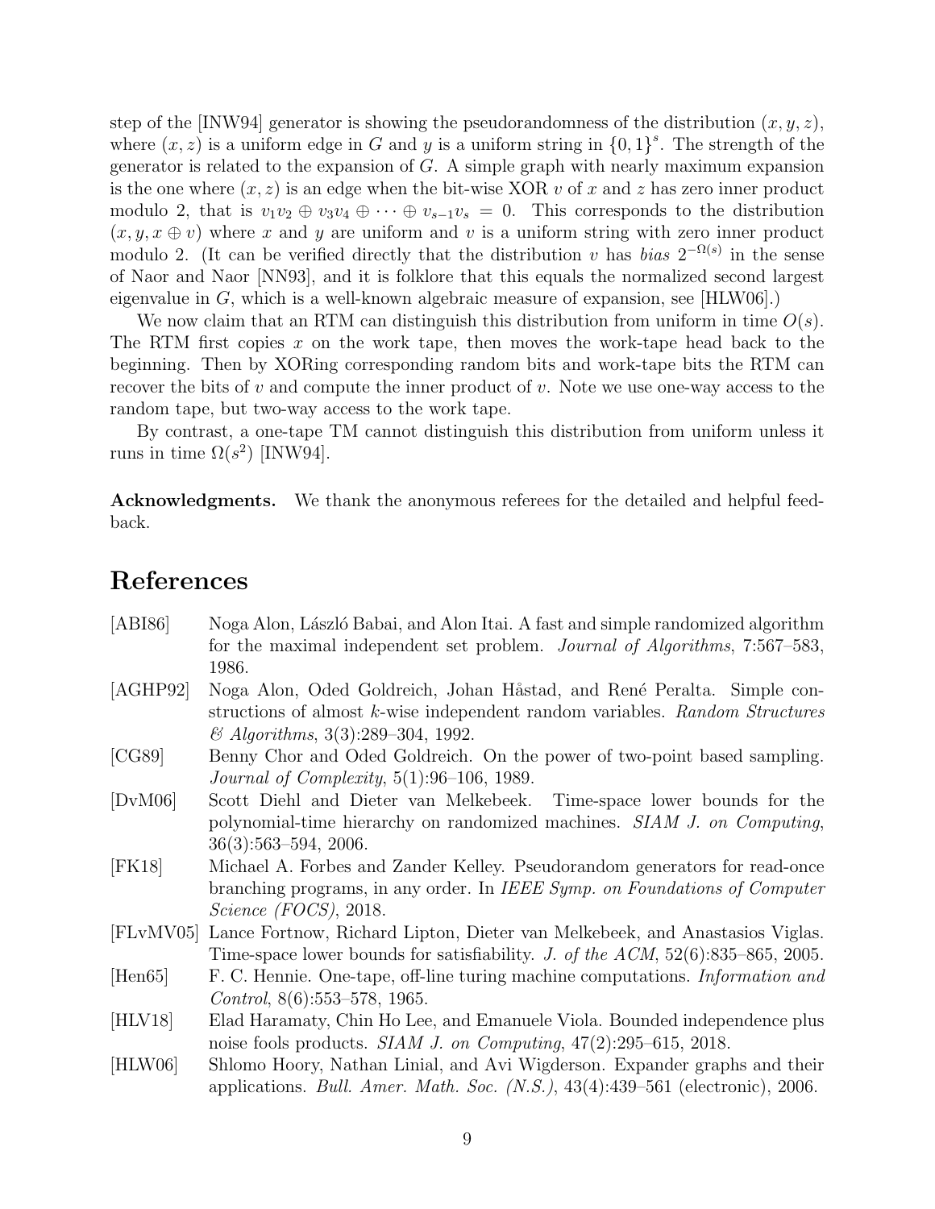step of the [INW94] generator is showing the pseudorandomness of the distribution $(x, y, z)$, where $(x, z)$ is a uniform edge in $G$ and $y$ is a uniform string in $\{0,1\}^s$. The strength of the generator is related to the expansion of $G$. A simple graph with nearly maximum expansion is the one where $(x, z)$ is an edge when the bit-wise XOR $v$ of $x$ and $z$ has zero inner product modulo 2, that is $v_1 v_2 \oplus v_3 v_4 \oplus \cdots \oplus v_{s-1} v_s = 0$. This corresponds to the distribution $(x, y, x \oplus v)$ where $x$ and $y$ are uniform and $v$ is a uniform string with zero inner product modulo 2. (It can be verified directly that the distribution $v$ has *bias* $2^{-\Omega(s)}$ in the sense of Naor and Naor [NN93], and it is folklore that this equals the normalized second largest eigenvalue in $G$, which is a well-known algebraic measure of expansion, see [HLW06].)

We now claim that an RTM can distinguish this distribution from uniform in time $O(s)$. The RTM first copies $x$ on the work tape, then moves the work-tape head back to the beginning. Then by XORing corresponding random bits and work-tape bits the RTM can recover the bits of $v$ and compute the inner product of $v$. Note we use one-way access to the random tape, but two-way access to the work tape.

By contrast, a one-tape TM cannot distinguish this distribution from uniform unless it runs in time $\Omega(s^2)$ [INW94].

**Acknowledgments.** We thank the anonymous referees for the detailed and helpful feedback.

# References

[ABI86] Noga Alon, László Babai, and Alon Itai. A fast and simple randomized algorithm for the maximal independent set problem. *Journal of Algorithms*, 7:567–583, 1986.

[AGHP92] Noga Alon, Oded Goldreich, Johan Håstad, and René Peralta. Simple constructions of almost $k$-wise independent random variables. *Random Structures & Algorithms*, 3(3):289–304, 1992.

[CG89] Benny Chor and Oded Goldreich. On the power of two-point based sampling. *Journal of Complexity*, 5(1):96–106, 1989.

[DvM06] Scott Diehl and Dieter van Melkebeek. Time-space lower bounds for the polynomial-time hierarchy on randomized machines. *SIAM J. on Computing*, 36(3):563–594, 2006.

[FK18] Michael A. Forbes and Zander Kelley. Pseudorandom generators for read-once branching programs, in any order. In *IEEE Symp. on Foundations of Computer Science (FOCS)*, 2018.

[FLvMV05] Lance Fortnow, Richard Lipton, Dieter van Melkebeek, and Anastasios Viglas. Time-space lower bounds for satisfiability. *J. of the ACM*, 52(6):835–865, 2005.

[Hen65] F. C. Hennie. One-tape, off-line turing machine computations. *Information and Control*, 8(6):553–578, 1965.

[HLV18] Elad Haramaty, Chin Ho Lee, and Emanuele Viola. Bounded independence plus noise fools products. *SIAM J. on Computing*, 47(2):295–615, 2018.

[HLW06] Shlomo Hoory, Nathan Linial, and Avi Wigderson. Expander graphs and their applications. *Bull. Amer. Math. Soc. (N.S.)*, 43(4):439–561 (electronic), 2006.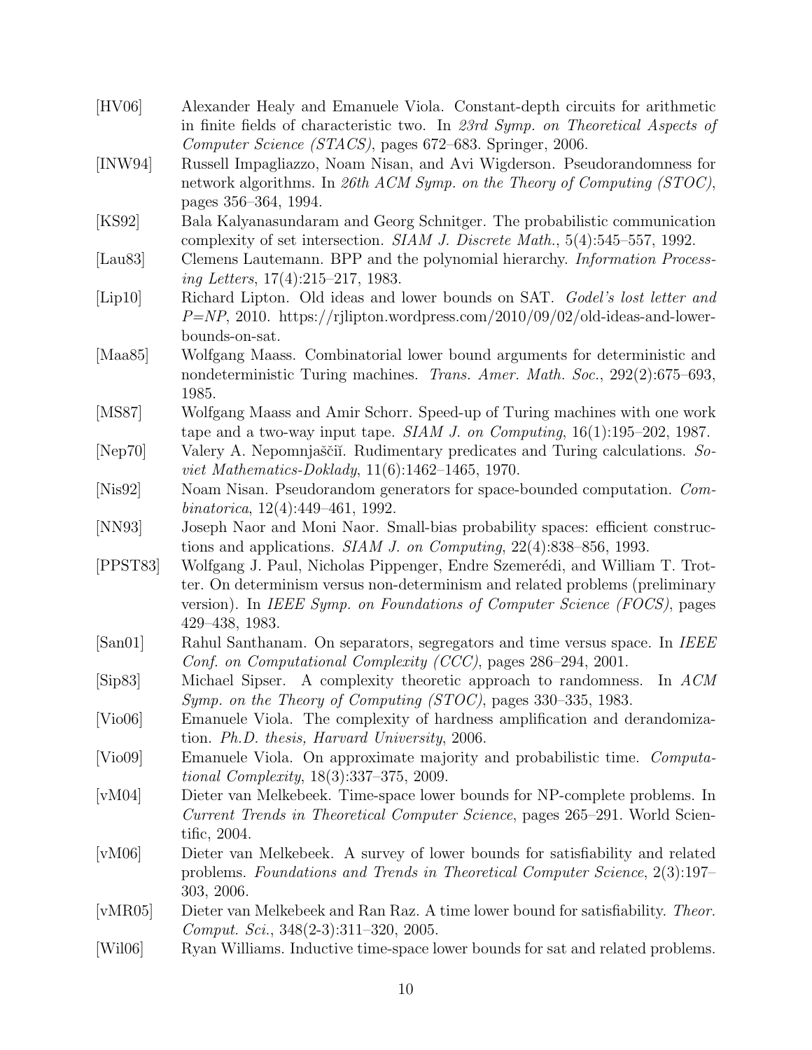[HV06] Alexander Healy and Emanuele Viola. Constant-depth circuits for arithmetic in finite fields of characteristic two. In *23rd Symp. on Theoretical Aspects of Computer Science (STACS)*, pages 672–683. Springer, 2006.

[INW94] Russell Impagliazzo, Noam Nisan, and Avi Wigderson. Pseudorandomness for network algorithms. In *26th ACM Symp. on the Theory of Computing (STOC)*, pages 356–364, 1994.

[KS92] Bala Kalyanasundaram and Georg Schnitger. The probabilistic communication complexity of set intersection. *SIAM J. Discrete Math.*, 5(4):545–557, 1992.

[Lau83] Clemens Lautemann. BPP and the polynomial hierarchy. *Information Processing Letters*, 17(4):215–217, 1983.

[Lip10] Richard Lipton. Old ideas and lower bounds on SAT. *Godel's lost letter and P=NP*, 2010. https://rjlipton.wordpress.com/2010/09/02/old-ideas-and-lower-bounds-on-sat.

[Maa85] Wolfgang Maass. Combinatorial lower bound arguments for deterministic and nondeterministic Turing machines. *Trans. Amer. Math. Soc.*, 292(2):675–693, 1985.

[MS87] Wolfgang Maass and Amir Schorr. Speed-up of Turing machines with one work tape and a two-way input tape. *SIAM J. on Computing*, 16(1):195–202, 1987.

[Nep70] Valery A. Nepomnjaščiĭ. Rudimentary predicates and Turing calculations. *Soviet Mathematics-Doklady*, 11(6):1462–1465, 1970.

[Nis92] Noam Nisan. Pseudorandom generators for space-bounded computation. *Combinatorica*, 12(4):449–461, 1992.

[NN93] Joseph Naor and Moni Naor. Small-bias probability spaces: efficient constructions and applications. *SIAM J. on Computing*, 22(4):838–856, 1993.

[PPST83] Wolfgang J. Paul, Nicholas Pippenger, Endre Szemerédi, and William T. Trotter. On determinism versus non-determinism and related problems (preliminary version). In *IEEE Symp. on Foundations of Computer Science (FOCS)*, pages 429–438, 1983.

[San01] Rahul Santhanam. On separators, segregators and time versus space. In *IEEE Conf. on Computational Complexity (CCC)*, pages 286–294, 2001.

[Sip83] Michael Sipser. A complexity theoretic approach to randomness. In *ACM Symp. on the Theory of Computing (STOC)*, pages 330–335, 1983.

[Vio06] Emanuele Viola. The complexity of hardness amplification and derandomization. *Ph.D. thesis, Harvard University*, 2006.

[Vio09] Emanuele Viola. On approximate majority and probabilistic time. *Computational Complexity*, 18(3):337–375, 2009.

[vM04] Dieter van Melkebeek. Time-space lower bounds for NP-complete problems. In *Current Trends in Theoretical Computer Science*, pages 265–291. World Scientific, 2004.

[vM06] Dieter van Melkebeek. A survey of lower bounds for satisfiability and related problems. *Foundations and Trends in Theoretical Computer Science*, 2(3):197–303, 2006.

[vMR05] Dieter van Melkebeek and Ran Raz. A time lower bound for satisfiability. *Theor. Comput. Sci.*, 348(2-3):311–320, 2005.

[Wil06] Ryan Williams. Inductive time-space lower bounds for sat and related problems.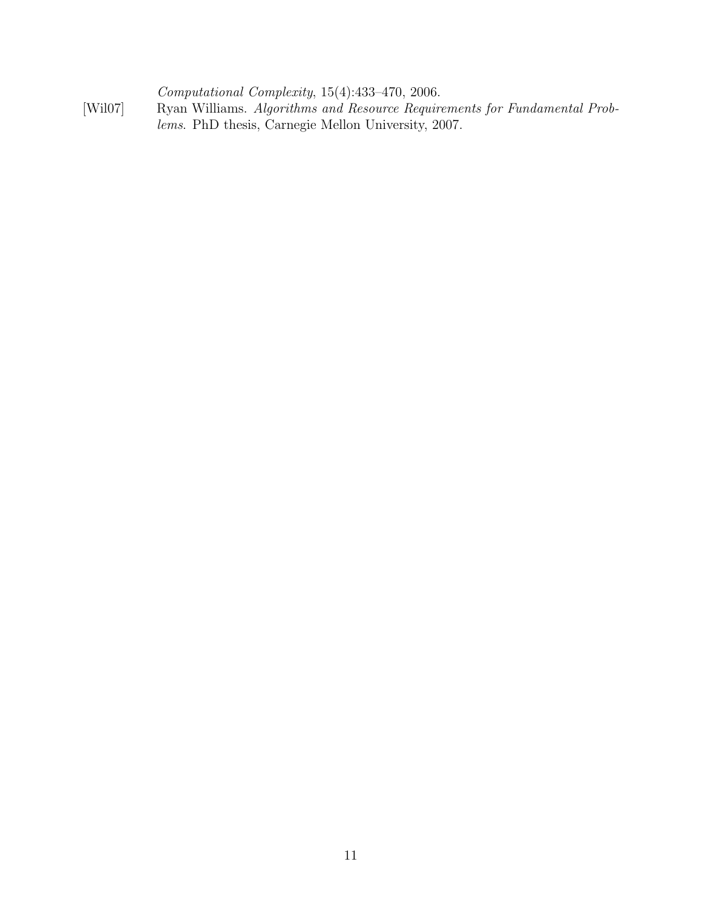*Computational Complexity*, 15(4):433–470, 2006.

[Wil07] Ryan Williams. *Algorithms and Resource Requirements for Fundamental Problems*. PhD thesis, Carnegie Mellon University, 2007.